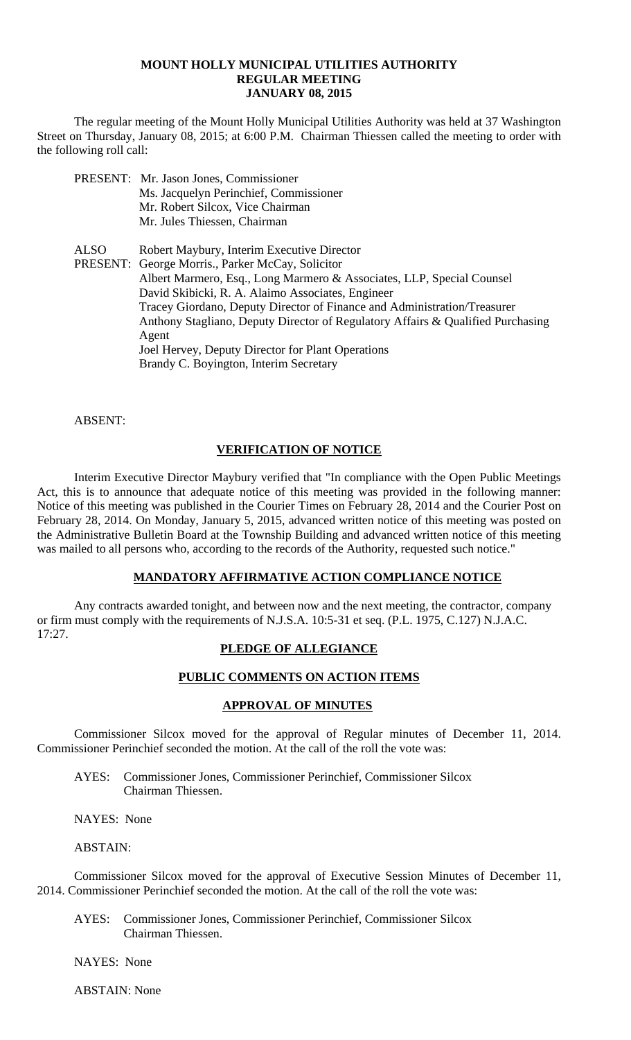**MOUNT HOLLY MUNICIPAL UTILITIES AUTHORITY**
**REGULAR MEETING**
**JANUARY 08, 2015**

The regular meeting of the Mount Holly Municipal Utilities Authority was held at 37 Washington Street on Thursday, January 08, 2015; at 6:00 P.M. Chairman Thiessen called the meeting to order with the following roll call:

PRESENT: Mr. Jason Jones, Commissioner
Ms. Jacquelyn Perinchief, Commissioner
Mr. Robert Silcox, Vice Chairman
Mr. Jules Thiessen, Chairman

ALSO PRESENT: Robert Maybury, Interim Executive Director
George Morris., Parker McCay, Solicitor
Albert Marmero, Esq., Long Marmero & Associates, LLP, Special Counsel
David Skibicki, R. A. Alaimo Associates, Engineer
Tracey Giordano, Deputy Director of Finance and Administration/Treasurer
Anthony Stagliano, Deputy Director of Regulatory Affairs & Qualified Purchasing Agent
Joel Hervey, Deputy Director for Plant Operations
Brandy C. Boyington, Interim Secretary

ABSENT:

**VERIFICATION OF NOTICE**

Interim Executive Director Maybury verified that "In compliance with the Open Public Meetings Act, this is to announce that adequate notice of this meeting was provided in the following manner: Notice of this meeting was published in the Courier Times on February 28, 2014 and the Courier Post on February 28, 2014. On Monday, January 5, 2015, advanced written notice of this meeting was posted on the Administrative Bulletin Board at the Township Building and advanced written notice of this meeting was mailed to all persons who, according to the records of the Authority, requested such notice."

**MANDATORY AFFIRMATIVE ACTION COMPLIANCE NOTICE**

Any contracts awarded tonight, and between now and the next meeting, the contractor, company or firm must comply with the requirements of N.J.S.A. 10:5-31 et seq. (P.L. 1975, C.127) N.J.A.C. 17:27.

**PLEDGE OF ALLEGIANCE**

**PUBLIC COMMENTS ON ACTION ITEMS**

**APPROVAL OF MINUTES**

Commissioner Silcox moved for the approval of Regular minutes of December 11, 2014. Commissioner Perinchief seconded the motion. At the call of the roll the vote was:

AYES: Commissioner Jones, Commissioner Perinchief, Commissioner Silcox Chairman Thiessen.

NAYES: None

ABSTAIN:

Commissioner Silcox moved for the approval of Executive Session Minutes of December 11, 2014. Commissioner Perinchief seconded the motion. At the call of the roll the vote was:

AYES: Commissioner Jones, Commissioner Perinchief, Commissioner Silcox Chairman Thiessen.

NAYES: None

ABSTAIN: None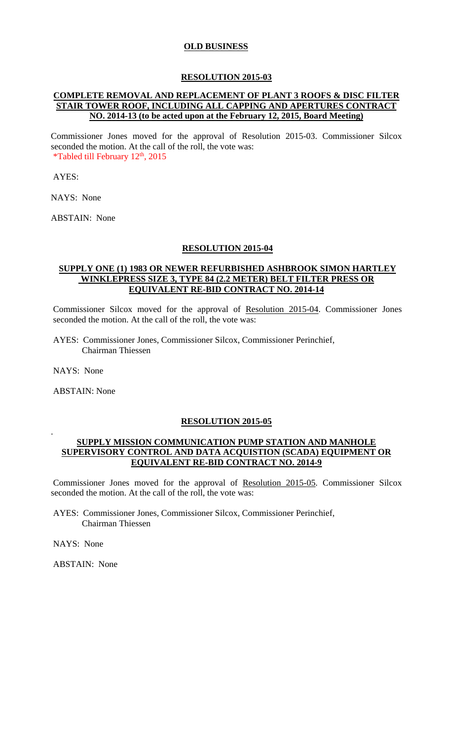## OLD BUSINESS

### RESOLUTION 2015-03

### COMPLETE REMOVAL AND REPLACEMENT OF PLANT 3 ROOFS & DISC FILTER STAIR TOWER ROOF, INCLUDING ALL CAPPING AND APERTURES CONTRACT NO. 2014-13 (to be acted upon at the February 12, 2015, Board Meeting)

Commissioner Jones moved for the approval of Resolution 2015-03. Commissioner Silcox seconded the motion. At the call of the roll, the vote was:
*Tabled till February 12th, 2015

AYES:

NAYS: None

ABSTAIN: None

### RESOLUTION 2015-04

### SUPPLY ONE (1) 1983 OR NEWER REFURBISHED ASHBROOK SIMON HARTLEY WINKLEPRESS SIZE 3, TYPE 84 (2.2 METER) BELT FILTER PRESS OR EQUIVALENT RE-BID CONTRACT NO. 2014-14

Commissioner Silcox moved for the approval of Resolution 2015-04. Commissioner Jones seconded the motion. At the call of the roll, the vote was:

AYES: Commissioner Jones, Commissioner Silcox, Commissioner Perinchief, Chairman Thiessen

NAYS: None

ABSTAIN: None

### RESOLUTION 2015-05

### SUPPLY MISSION COMMUNICATION PUMP STATION AND MANHOLE SUPERVISORY CONTROL AND DATA ACQUISTION (SCADA) EQUIPMENT OR EQUIVALENT RE-BID CONTRACT NO. 2014-9

Commissioner Jones moved for the approval of Resolution 2015-05. Commissioner Silcox seconded the motion. At the call of the roll, the vote was:

AYES: Commissioner Jones, Commissioner Silcox, Commissioner Perinchief, Chairman Thiessen

NAYS: None

ABSTAIN: None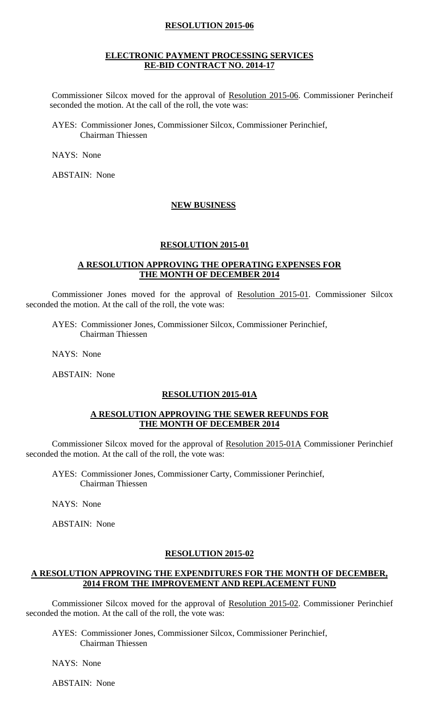**RESOLUTION 2015-06**

**ELECTRONIC PAYMENT PROCESSING SERVICES**
**RE-BID CONTRACT NO. 2014-17**

Commissioner Silcox moved for the approval of Resolution 2015-06. Commissioner Perincheif seconded the motion. At the call of the roll, the vote was:

AYES: Commissioner Jones, Commissioner Silcox, Commissioner Perinchief, Chairman Thiessen

NAYS: None

ABSTAIN: None

**NEW BUSINESS**

**RESOLUTION 2015-01**

**A RESOLUTION APPROVING THE OPERATING EXPENSES FOR THE MONTH OF DECEMBER 2014**

Commissioner Jones moved for the approval of Resolution 2015-01. Commissioner Silcox seconded the motion. At the call of the roll, the vote was:

AYES: Commissioner Jones, Commissioner Silcox, Commissioner Perinchief, Chairman Thiessen

NAYS: None

ABSTAIN: None

**RESOLUTION 2015-01A**

**A RESOLUTION APPROVING THE SEWER REFUNDS FOR THE MONTH OF DECEMBER 2014**

Commissioner Silcox moved for the approval of Resolution 2015-01A Commissioner Perinchief seconded the motion. At the call of the roll, the vote was:

AYES: Commissioner Jones, Commissioner Carty, Commissioner Perinchief, Chairman Thiessen

NAYS: None

ABSTAIN: None

**RESOLUTION 2015-02**

**A RESOLUTION APPROVING THE EXPENDITURES FOR THE MONTH OF DECEMBER, 2014 FROM THE IMPROVEMENT AND REPLACEMENT FUND**

Commissioner Silcox moved for the approval of Resolution 2015-02. Commissioner Perinchief seconded the motion. At the call of the roll, the vote was:

AYES: Commissioner Jones, Commissioner Silcox, Commissioner Perinchief, Chairman Thiessen

NAYS: None

ABSTAIN: None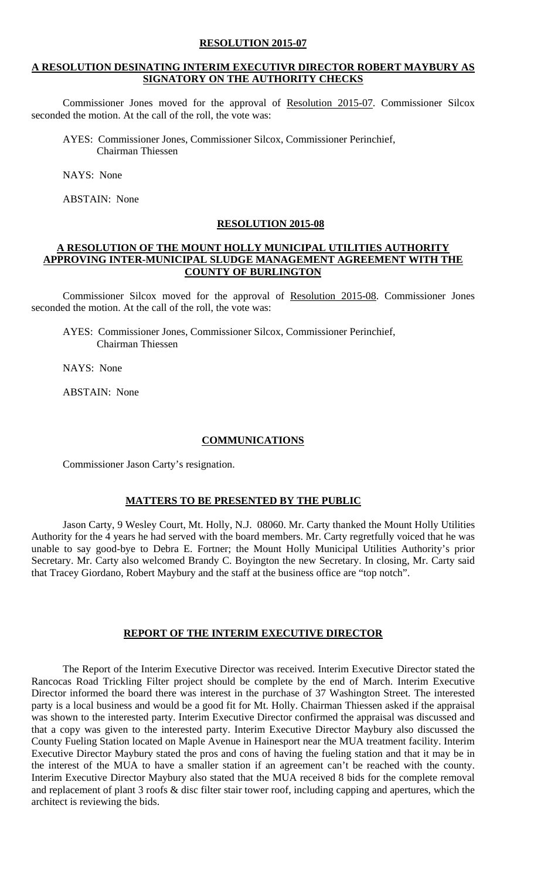**RESOLUTION 2015-07**

**A RESOLUTION DESINATING INTERIM EXECUTIVR DIRECTOR ROBERT MAYBURY AS SIGNATORY ON THE AUTHORITY CHECKS**

Commissioner Jones moved for the approval of Resolution 2015-07. Commissioner Silcox seconded the motion. At the call of the roll, the vote was:

AYES: Commissioner Jones, Commissioner Silcox, Commissioner Perinchief, Chairman Thiessen

NAYS: None

ABSTAIN: None

**RESOLUTION 2015-08**

**A RESOLUTION OF THE MOUNT HOLLY MUNICIPAL UTILITIES AUTHORITY APPROVING INTER-MUNICIPAL SLUDGE MANAGEMENT AGREEMENT WITH THE COUNTY OF BURLINGTON**

Commissioner Silcox moved for the approval of Resolution 2015-08. Commissioner Jones seconded the motion. At the call of the roll, the vote was:

AYES: Commissioner Jones, Commissioner Silcox, Commissioner Perinchief, Chairman Thiessen

NAYS: None

ABSTAIN: None

**COMMUNICATIONS**

Commissioner Jason Carty's resignation.

**MATTERS TO BE PRESENTED BY THE PUBLIC**

Jason Carty, 9 Wesley Court, Mt. Holly, N.J. 08060. Mr. Carty thanked the Mount Holly Utilities Authority for the 4 years he had served with the board members. Mr. Carty regretfully voiced that he was unable to say good-bye to Debra E. Fortner; the Mount Holly Municipal Utilities Authority's prior Secretary. Mr. Carty also welcomed Brandy C. Boyington the new Secretary. In closing, Mr. Carty said that Tracey Giordano, Robert Maybury and the staff at the business office are "top notch".

**REPORT OF THE INTERIM EXECUTIVE DIRECTOR**

The Report of the Interim Executive Director was received. Interim Executive Director stated the Rancocas Road Trickling Filter project should be complete by the end of March. Interim Executive Director informed the board there was interest in the purchase of 37 Washington Street. The interested party is a local business and would be a good fit for Mt. Holly. Chairman Thiessen asked if the appraisal was shown to the interested party. Interim Executive Director confirmed the appraisal was discussed and that a copy was given to the interested party. Interim Executive Director Maybury also discussed the County Fueling Station located on Maple Avenue in Hainesport near the MUA treatment facility. Interim Executive Director Maybury stated the pros and cons of having the fueling station and that it may be in the interest of the MUA to have a smaller station if an agreement can't be reached with the county. Interim Executive Director Maybury also stated that the MUA received 8 bids for the complete removal and replacement of plant 3 roofs & disc filter stair tower roof, including capping and apertures, which the architect is reviewing the bids.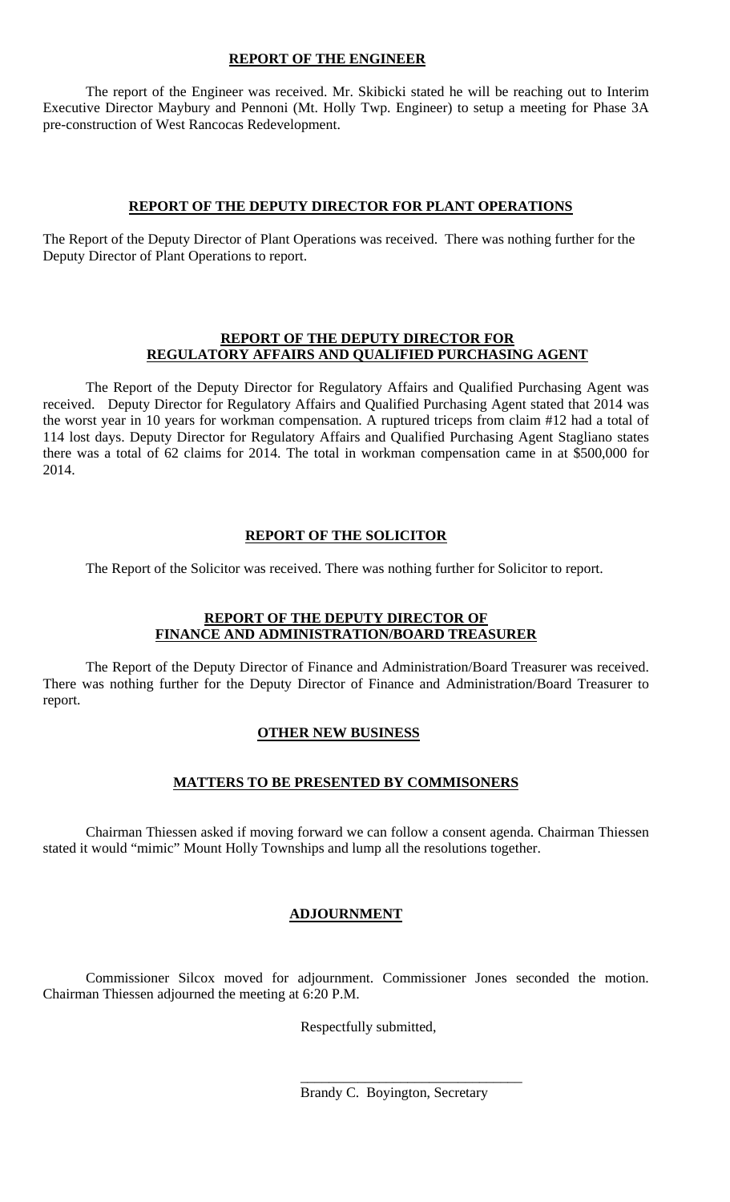## REPORT OF THE ENGINEER

The report of the Engineer was received. Mr. Skibicki stated he will be reaching out to Interim Executive Director Maybury and Pennoni (Mt. Holly Twp. Engineer) to setup a meeting for Phase 3A pre-construction of West Rancocas Redevelopment.

## REPORT OF THE DEPUTY DIRECTOR FOR PLANT OPERATIONS

The Report of the Deputy Director of Plant Operations was received. There was nothing further for the Deputy Director of Plant Operations to report.

## REPORT OF THE DEPUTY DIRECTOR FOR REGULATORY AFFAIRS AND QUALIFIED PURCHASING AGENT

The Report of the Deputy Director for Regulatory Affairs and Qualified Purchasing Agent was received. Deputy Director for Regulatory Affairs and Qualified Purchasing Agent stated that 2014 was the worst year in 10 years for workman compensation. A ruptured triceps from claim #12 had a total of 114 lost days. Deputy Director for Regulatory Affairs and Qualified Purchasing Agent Stagliano states there was a total of 62 claims for 2014. The total in workman compensation came in at $500,000 for 2014.

## REPORT OF THE SOLICITOR

The Report of the Solicitor was received. There was nothing further for Solicitor to report.

## REPORT OF THE DEPUTY DIRECTOR OF FINANCE AND ADMINISTRATION/BOARD TREASURER

The Report of the Deputy Director of Finance and Administration/Board Treasurer was received. There was nothing further for the Deputy Director of Finance and Administration/Board Treasurer to report.

## OTHER NEW BUSINESS

## MATTERS TO BE PRESENTED BY COMMISONERS

Chairman Thiessen asked if moving forward we can follow a consent agenda. Chairman Thiessen stated it would "mimic" Mount Holly Townships and lump all the resolutions together.

## ADJOURNMENT

Commissioner Silcox moved for adjournment. Commissioner Jones seconded the motion. Chairman Thiessen adjourned the meeting at 6:20 P.M.

Respectfully submitted,

_______________________________

Brandy C. Boyington, Secretary